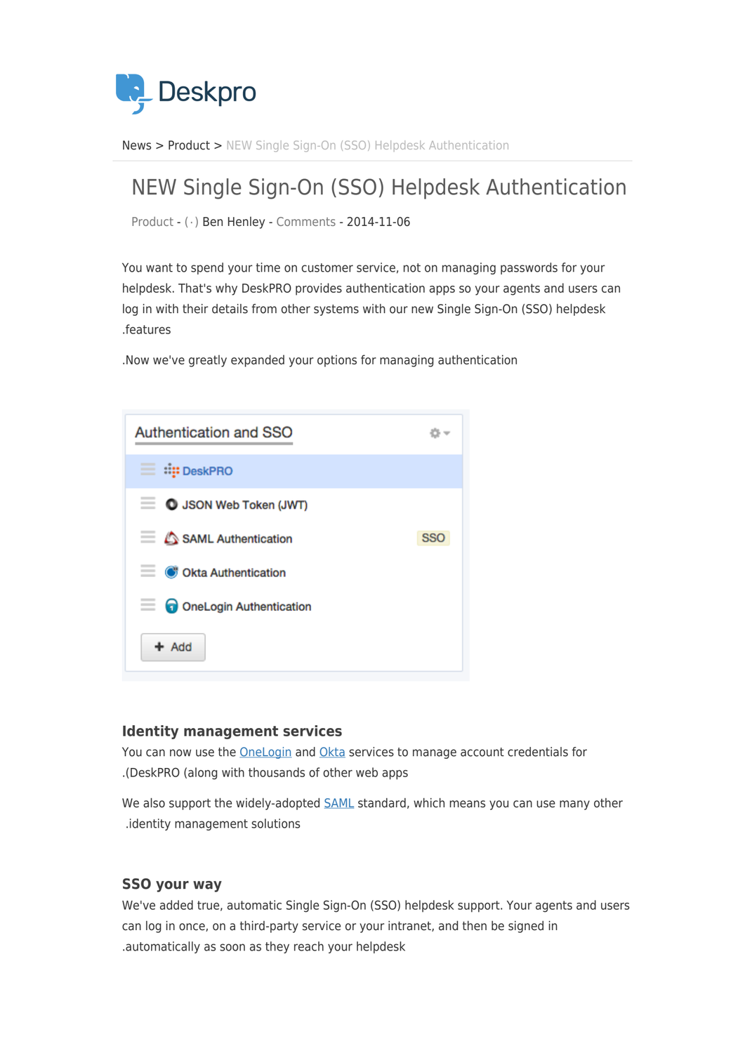News > Product > NEW Single Sign-On (SSO) Helpdesk Authentication

# NEW Single Sign-On (SSO) Helpdesk Authentication

Product - (·) Ben Henley - Comments - 2014-11-06

You want to spend your time on customer service, not on managing passwords for your helpdesk. That's why DeskPRO provides authentication apps so your agents and users can log in with their details from other systems with our new Single Sign-On (SSO) helpdesk .features

.Now we've greatly expanded your options for managing authentication

Authentication and SSO

- DeskPRO
- JSON Web Token (JWT)
- SAML Authentication SSO
- Okta Authentication
- OneLogin Authentication

+ Add

## Identity management services

You can now use the OneLogin and Okta services to manage account credentials for .(DeskPRO (along with thousands of other web apps

We also support the widely-adopted SAML standard, which means you can use many other .identity management solutions

## SSO your way

We've added true, automatic Single Sign-On (SSO) helpdesk support. Your agents and users can log in once, on a third-party service or your intranet, and then be signed in .automatically as soon as they reach your helpdesk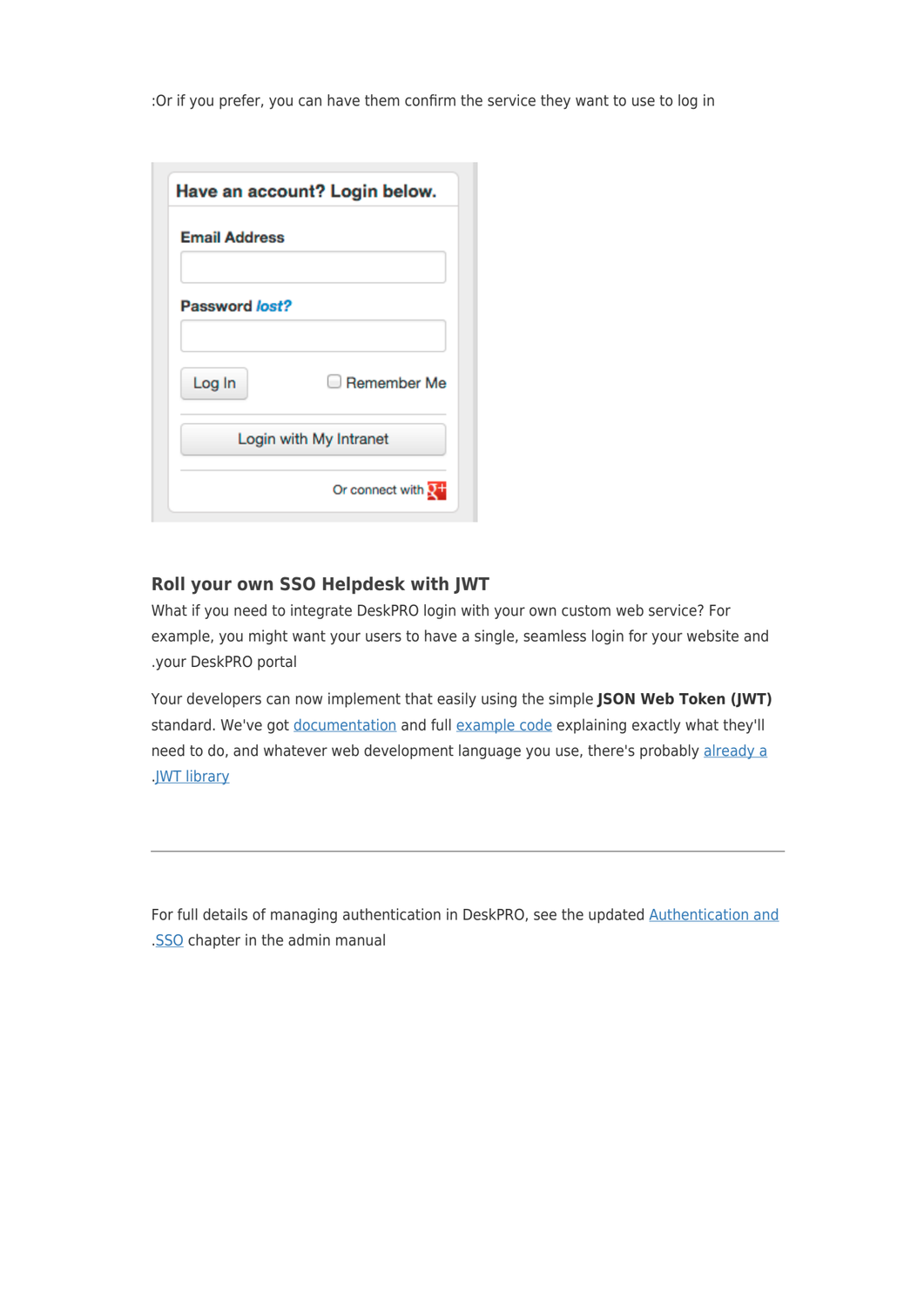:Or if you prefer, you can have them confirm the service they want to use to log in

Have an account? Login below.

Email Address

Password *lost?*

Log In Remember Me

Login with My Intranet

Or connect with

## Roll your own SSO Helpdesk with JWT

What if you need to integrate DeskPRO login with your own custom web service? For example, you might want your users to have a single, seamless login for your website and .your DeskPRO portal

Your developers can now implement that easily using the simple **JSON Web Token (JWT)** standard. We've got documentation and full example code explaining exactly what they'll need to do, and whatever web development language you use, there's probably already a .JWT library

---

For full details of managing authentication in DeskPRO, see the updated Authentication and .SSO chapter in the admin manual